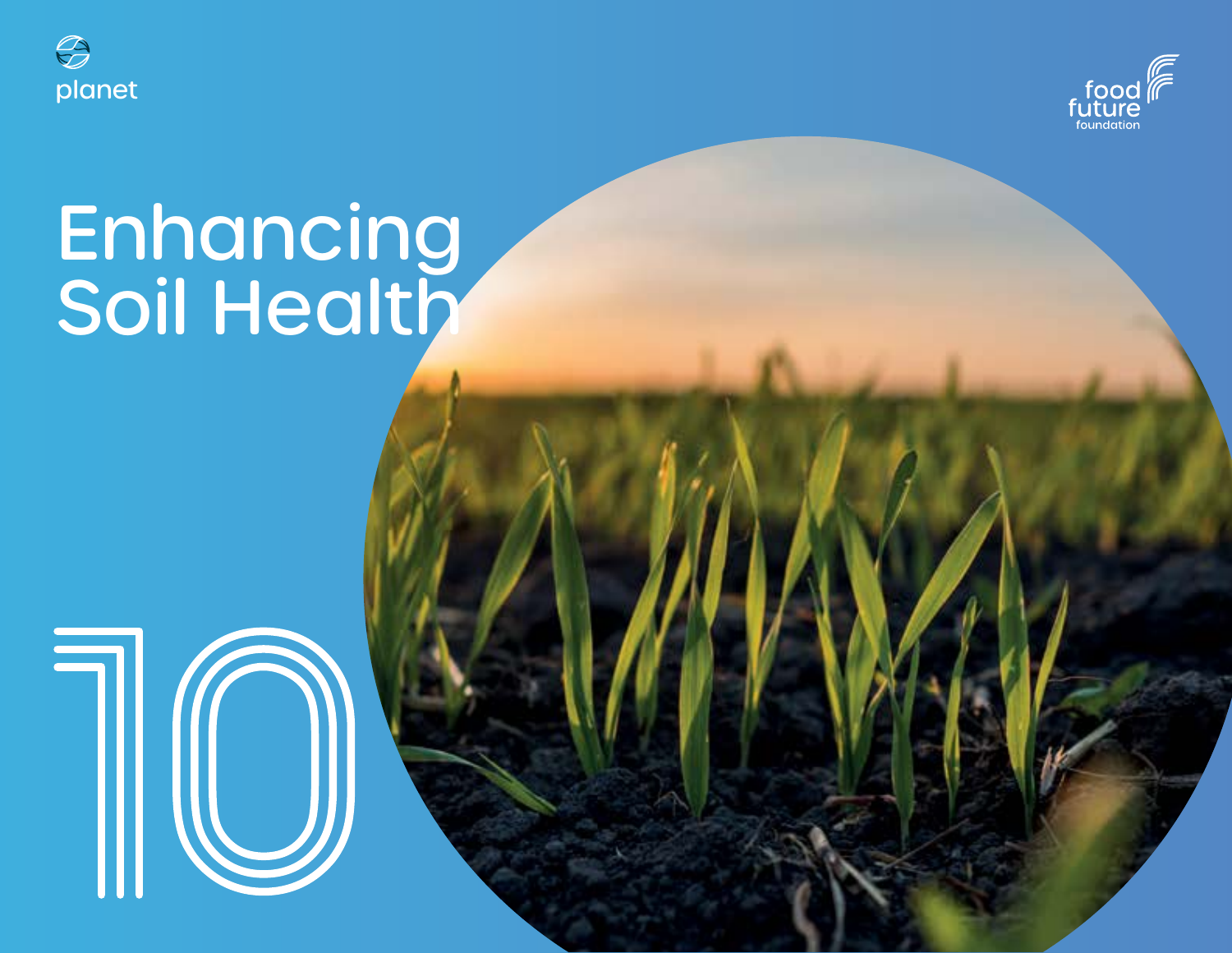planet

food future foundation

# Enhancing Soil Health

10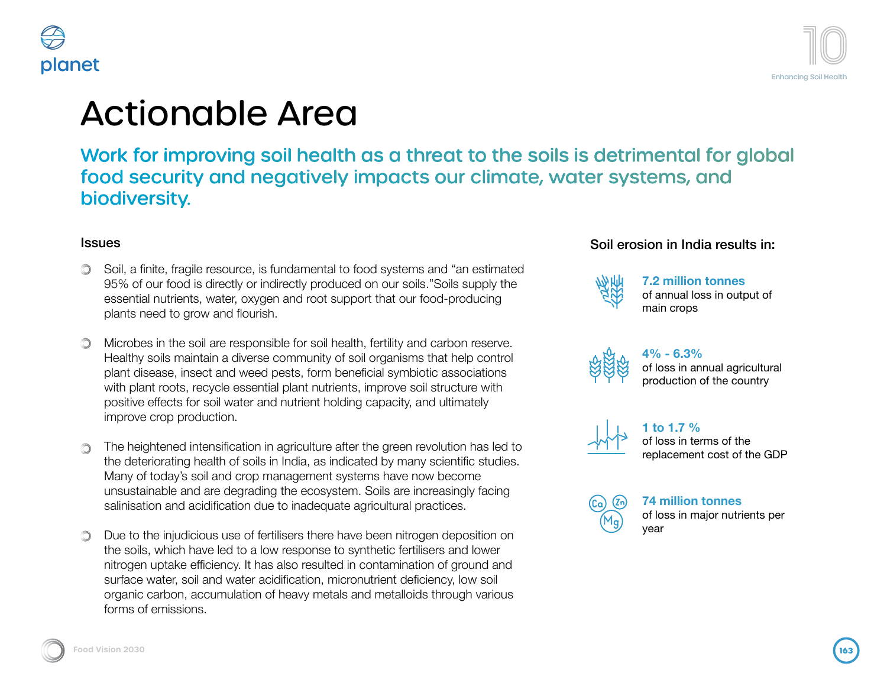# Actionable Area

## Work for improving soil health as a threat to the soils is detrimental for global food security and negatively impacts our climate, water systems, and biodiversity.

### Issues

- Soil, a finite, fragile resource, is fundamental to food systems and "an estimated 95% of our food is directly or indirectly produced on our soils."Soils supply the essential nutrients, water, oxygen and root support that our food-producing plants need to grow and flourish.
- Microbes in the soil are responsible for soil health, fertility and carbon reserve. Healthy soils maintain a diverse community of soil organisms that help control plant disease, insect and weed pests, form beneficial symbiotic associations with plant roots, recycle essential plant nutrients, improve soil structure with positive effects for soil water and nutrient holding capacity, and ultimately improve crop production.
- The heightened intensification in agriculture after the green revolution has led to the deteriorating health of soils in India, as indicated by many scientific studies. Many of today's soil and crop management systems have now become unsustainable and are degrading the ecosystem. Soils are increasingly facing salinisation and acidification due to inadequate agricultural practices.
- Due to the injudicious use of fertilisers there have been nitrogen deposition on the soils, which have led to a low response to synthetic fertilisers and lower nitrogen uptake efficiency. It has also resulted in contamination of ground and surface water, soil and water acidification, micronutrient deficiency, low soil organic carbon, accumulation of heavy metals and metalloids through various forms of emissions.

### Soil erosion in India results in:

**7.2 million tonnes**
of annual loss in output of main crops

**4% - 6.3%**
of loss in annual agricultural production of the country

**1 to 1.7 %**
of loss in terms of the replacement cost of the GDP

**74 million tonnes**
of loss in major nutrients per year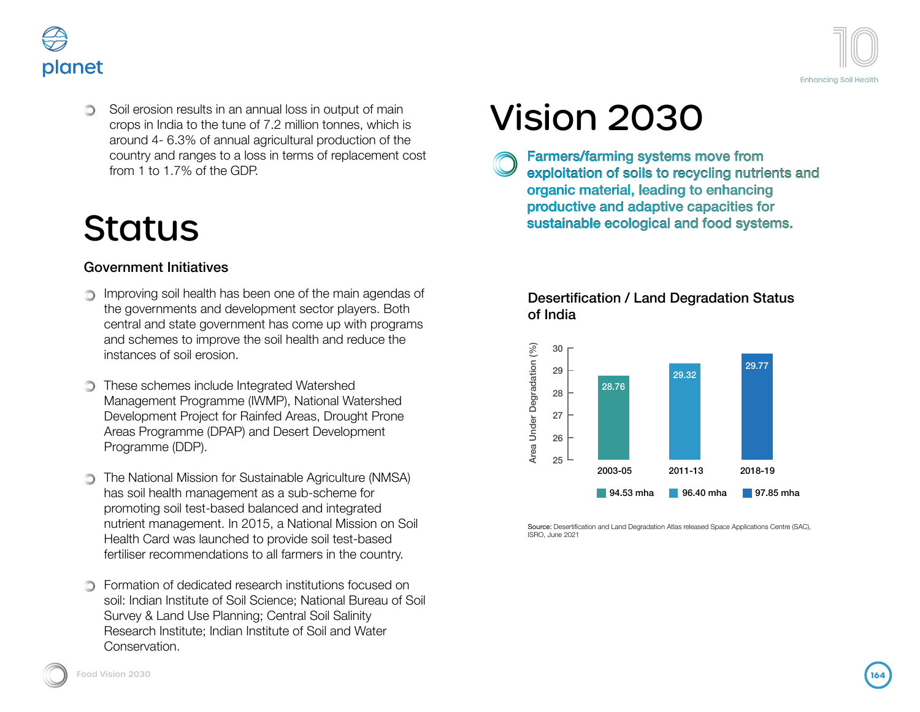- Soil erosion results in an annual loss in output of main crops in India to the tune of 7.2 million tonnes, which is around 4- 6.3% of annual agricultural production of the country and ranges to a loss in terms of replacement cost from 1 to 1.7% of the GDP.

# Status

### Government Initiatives

- Improving soil health has been one of the main agendas of the governments and development sector players. Both central and state government has come up with programs and schemes to improve the soil health and reduce the instances of soil erosion.

- These schemes include Integrated Watershed Management Programme (IWMP), National Watershed Development Project for Rainfed Areas, Drought Prone Areas Programme (DPAP) and Desert Development Programme (DDP).

- The National Mission for Sustainable Agriculture (NMSA) has soil health management as a sub-scheme for promoting soil test-based balanced and integrated nutrient management. In 2015, a National Mission on Soil Health Card was launched to provide soil test-based fertiliser recommendations to all farmers in the country.

- Formation of dedicated research institutions focused on soil: Indian Institute of Soil Science; National Bureau of Soil Survey & Land Use Planning; Central Soil Salinity Research Institute; Indian Institute of Soil and Water Conservation.

# Vision 2030

**Farmers/farming systems move from exploitation of soils to recycling nutrients and organic material, leading to enhancing productive and adaptive capacities for sustainable ecological and food systems.**

### Desertification / Land Degradation Status of India

| Period | Area Under Degradation (%) | Area |
|---|---|---|
| 2003-05 | 28.76 | 94.53 mha |
| 2011-13 | 29.32 | 96.40 mha |
| 2018-19 | 29.77 | 97.85 mha |

Source: Desertification and Land Degradation Atlas released Space Applications Centre (SAC), ISRO, June 2021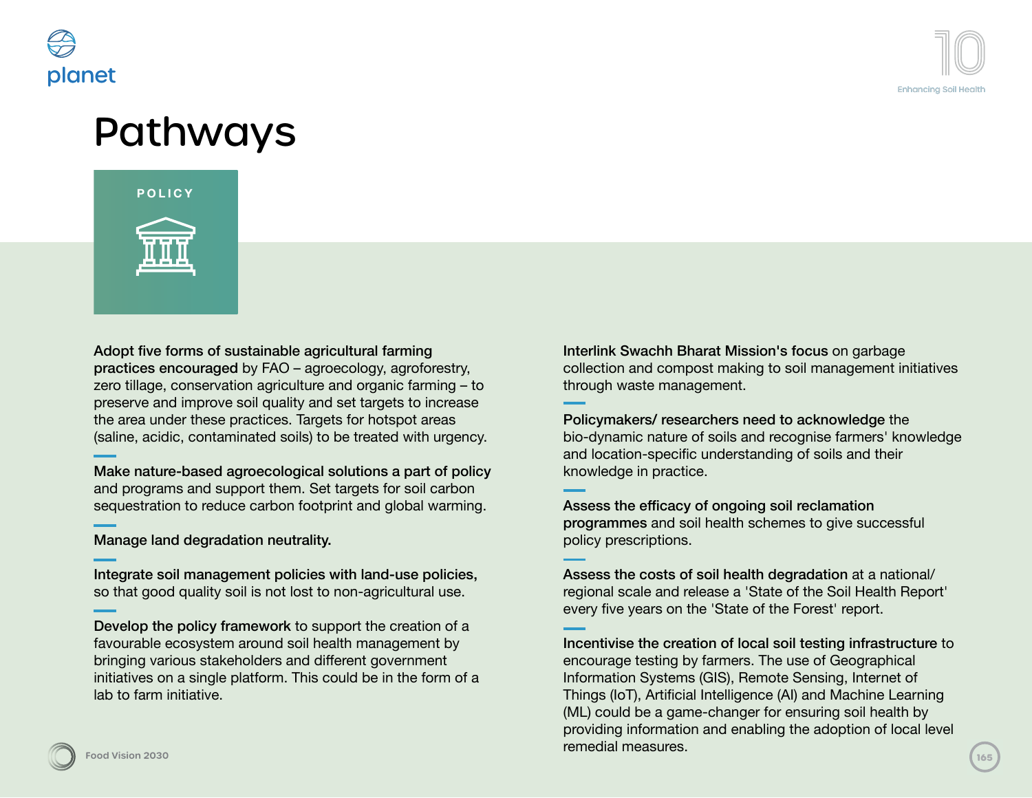# Pathways

## POLICY

**Adopt five forms of sustainable agricultural farming practices encouraged** by FAO – agroecology, agroforestry, zero tillage, conservation agriculture and organic farming – to preserve and improve soil quality and set targets to increase the area under these practices. Targets for hotspot areas (saline, acidic, contaminated soils) to be treated with urgency.

**Make nature-based agroecological solutions a part of policy** and programs and support them. Set targets for soil carbon sequestration to reduce carbon footprint and global warming.

**Manage land degradation neutrality.**

**Integrate soil management policies with land-use policies,** so that good quality soil is not lost to non-agricultural use.

**Develop the policy framework** to support the creation of a favourable ecosystem around soil health management by bringing various stakeholders and different government initiatives on a single platform. This could be in the form of a lab to farm initiative.

**Interlink Swachh Bharat Mission's focus** on garbage collection and compost making to soil management initiatives through waste management.

**Policymakers/ researchers need to acknowledge** the bio-dynamic nature of soils and recognise farmers' knowledge and location-specific understanding of soils and their knowledge in practice.

**Assess the efficacy of ongoing soil reclamation programmes** and soil health schemes to give successful policy prescriptions.

**Assess the costs of soil health degradation** at a national/ regional scale and release a 'State of the Soil Health Report' every five years on the 'State of the Forest' report.

**Incentivise the creation of local soil testing infrastructure** to encourage testing by farmers. The use of Geographical Information Systems (GIS), Remote Sensing, Internet of Things (IoT), Artificial Intelligence (AI) and Machine Learning (ML) could be a game-changer for ensuring soil health by providing information and enabling the adoption of local level remedial measures.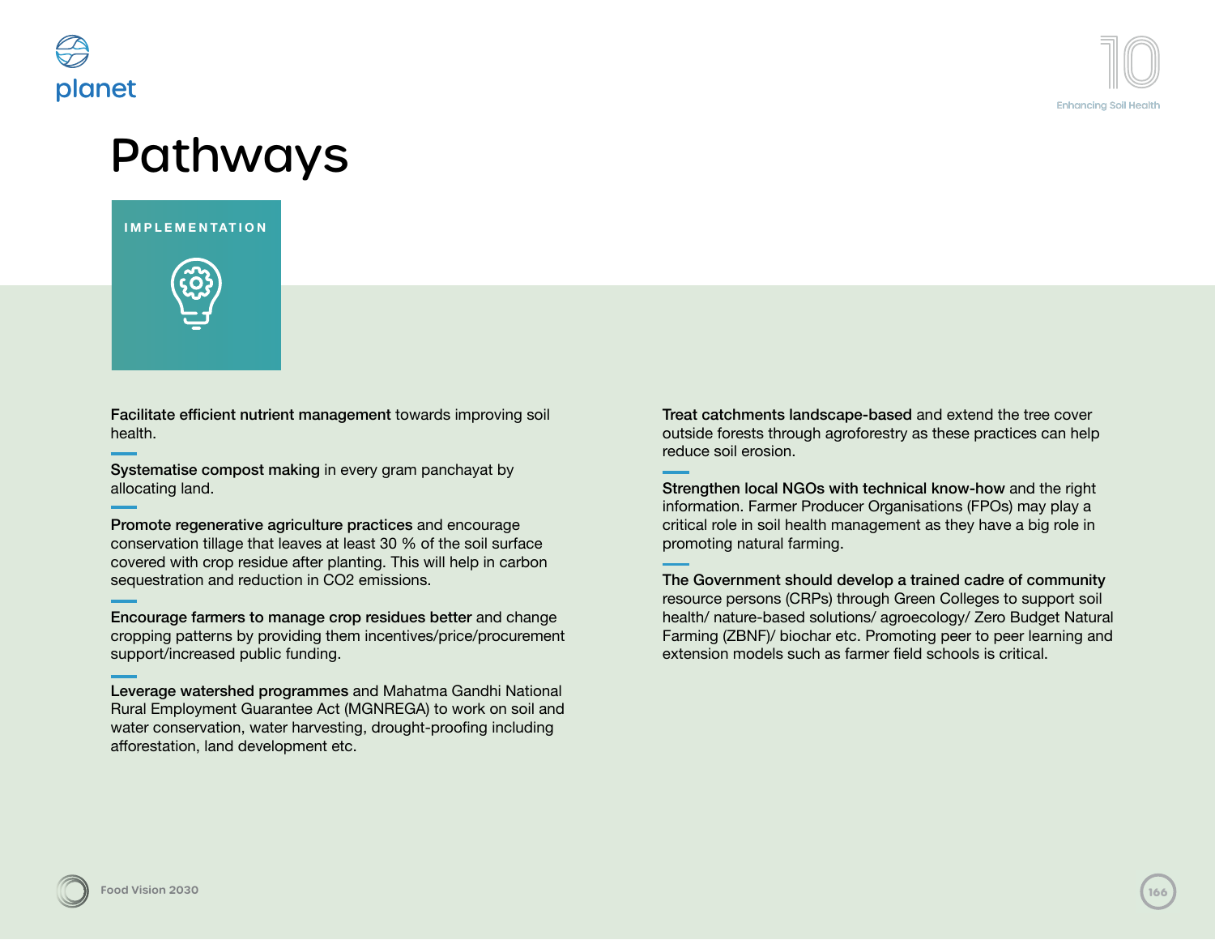# Pathways

## IMPLEMENTATION

**Facilitate efficient nutrient management** towards improving soil health.

**Systematise compost making** in every gram panchayat by allocating land.

**Promote regenerative agriculture practices** and encourage conservation tillage that leaves at least 30 % of the soil surface covered with crop residue after planting. This will help in carbon sequestration and reduction in $CO_2$ emissions.

**Encourage farmers to manage crop residues better** and change cropping patterns by providing them incentives/price/procurement support/increased public funding.

**Leverage watershed programmes** and Mahatma Gandhi National Rural Employment Guarantee Act (MGNREGA) to work on soil and water conservation, water harvesting, drought-proofing including afforestation, land development etc.

**Treat catchments landscape-based** and extend the tree cover outside forests through agroforestry as these practices can help reduce soil erosion.

**Strengthen local NGOs with technical know-how** and the right information. Farmer Producer Organisations (FPOs) may play a critical role in soil health management as they have a big role in promoting natural farming.

**The Government should develop a trained cadre of community** resource persons (CRPs) through Green Colleges to support soil health/ nature-based solutions/ agroecology/ Zero Budget Natural Farming (ZBNF)/ biochar etc. Promoting peer to peer learning and extension models such as farmer field schools is critical.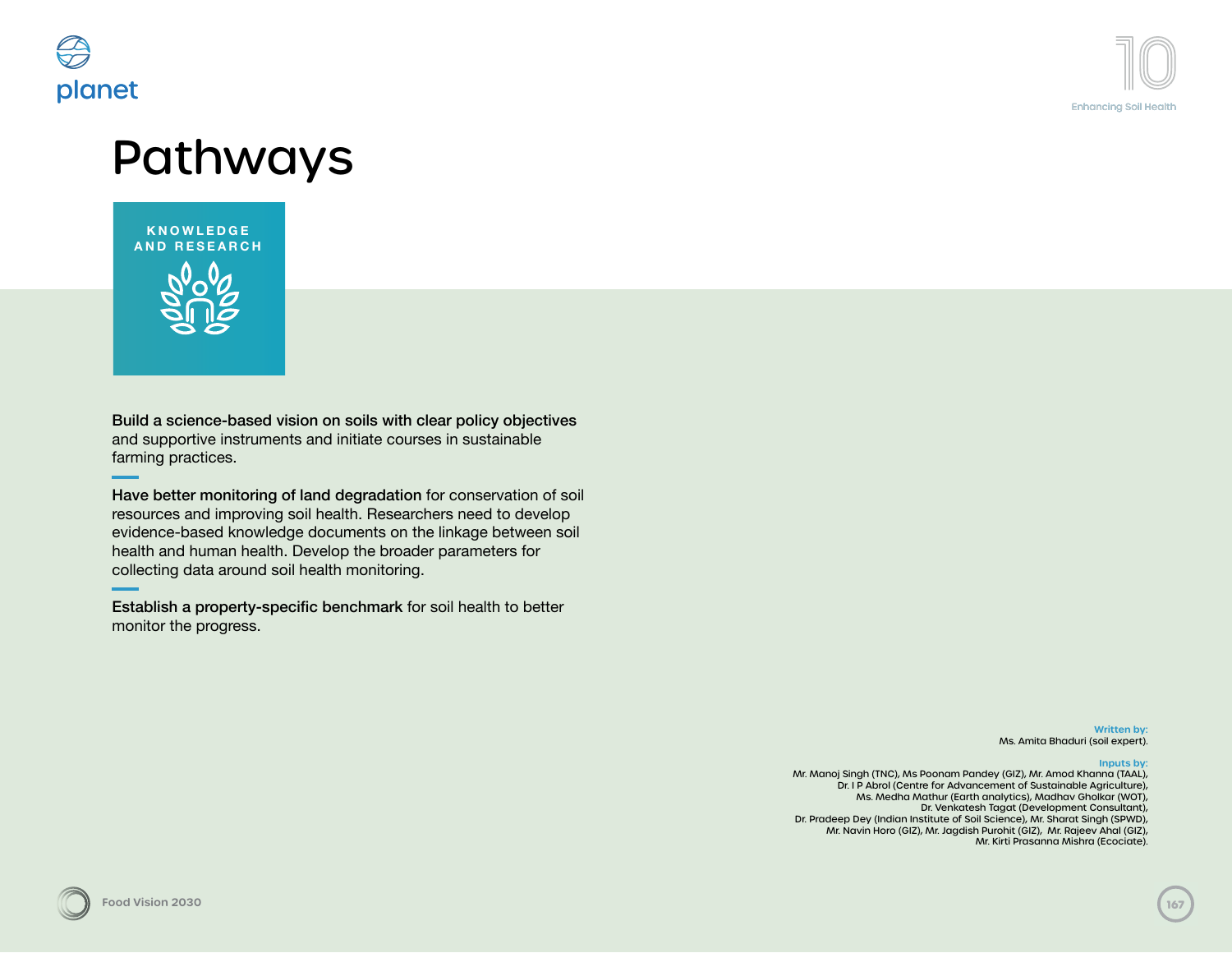# Pathways

**KNOWLEDGE AND RESEARCH**

**Build a science-based vision on soils with clear policy objectives** and supportive instruments and initiate courses in sustainable farming practices.

**Have better monitoring of land degradation** for conservation of soil resources and improving soil health. Researchers need to develop evidence-based knowledge documents on the linkage between soil health and human health. Develop the broader parameters for collecting data around soil health monitoring.

**Establish a property-specific benchmark** for soil health to better monitor the progress.

**Written by:**
Ms. Amita Bhaduri (soil expert).

**Inputs by:**
Mr. Manoj Singh (TNC), Ms Poonam Pandey (GIZ), Mr. Amod Khanna (TAAL), Dr. I P Abrol (Centre for Advancement of Sustainable Agriculture), Ms. Medha Mathur (Earth analytics), Madhav Gholkar (WOT), Dr. Venkatesh Tagat (Development Consultant), Dr. Pradeep Dey (Indian Institute of Soil Science), Mr. Sharat Singh (SPWD), Mr. Navin Horo (GIZ), Mr. Jagdish Purohit (GIZ), Mr. Rajeev Ahal (GIZ), Mr. Kirti Prasanna Mishra (Ecociate).